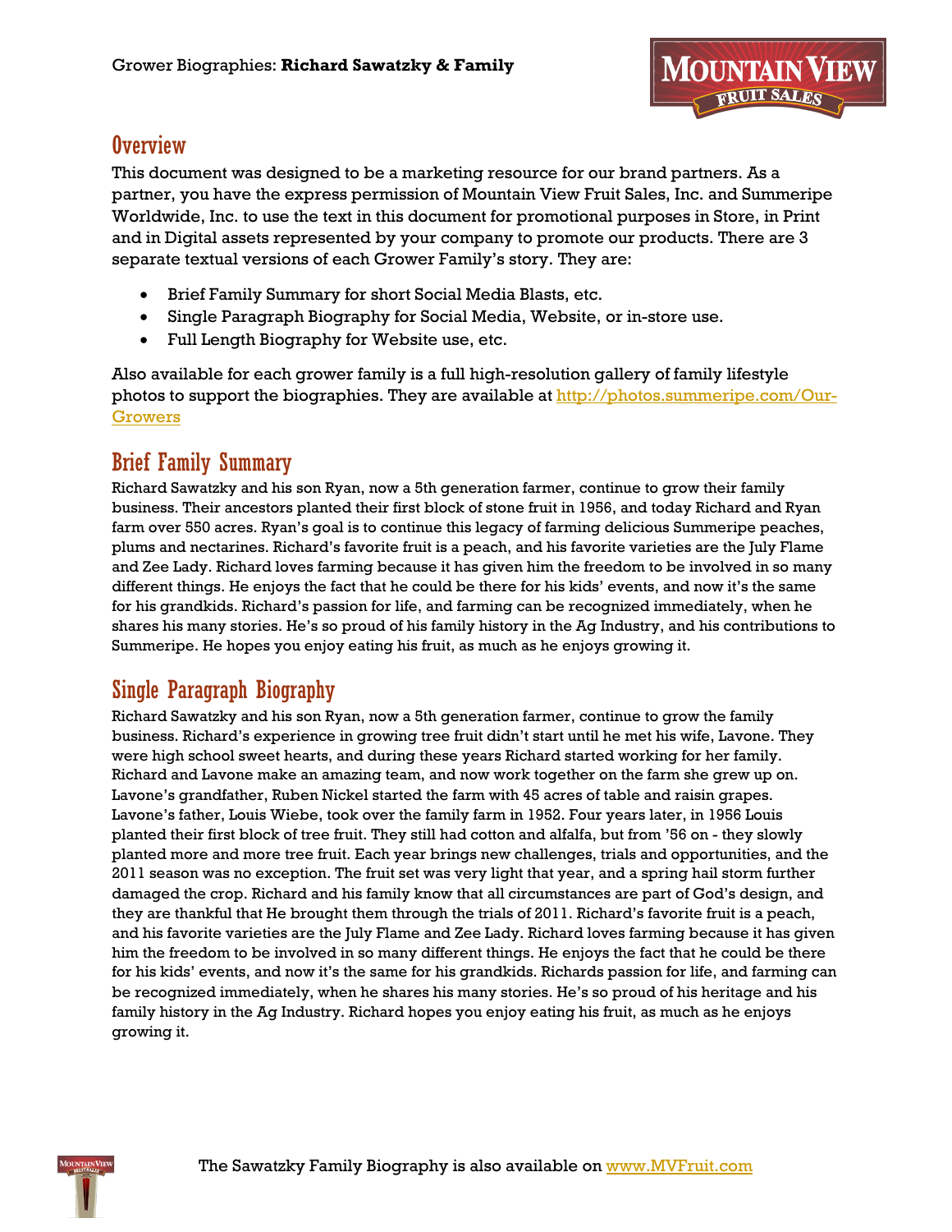Grower Biographies: **Richard Sawatzky & Family**

## Overview

This document was designed to be a marketing resource for our brand partners. As a partner, you have the express permission of Mountain View Fruit Sales, Inc. and Summeripe Worldwide, Inc. to use the text in this document for promotional purposes in Store, in Print and in Digital assets represented by your company to promote our products. There are 3 separate textual versions of each Grower Family's story. They are:

- Brief Family Summary for short Social Media Blasts, etc.
- Single Paragraph Biography for Social Media, Website, or in-store use.
- Full Length Biography for Website use, etc.

Also available for each grower family is a full high-resolution gallery of family lifestyle photos to support the biographies. They are available at http://photos.summeripe.com/Our-Growers

## Brief Family Summary

Richard Sawatzky and his son Ryan, now a 5th generation farmer, continue to grow their family business. Their ancestors planted their first block of stone fruit in 1956, and today Richard and Ryan farm over 550 acres. Ryan's goal is to continue this legacy of farming delicious Summeripe peaches, plums and nectarines. Richard's favorite fruit is a peach, and his favorite varieties are the July Flame and Zee Lady. Richard loves farming because it has given him the freedom to be involved in so many different things. He enjoys the fact that he could be there for his kids' events, and now it's the same for his grandkids. Richard's passion for life, and farming can be recognized immediately, when he shares his many stories. He's so proud of his family history in the Ag Industry, and his contributions to Summeripe. He hopes you enjoy eating his fruit, as much as he enjoys growing it.

## Single Paragraph Biography

Richard Sawatzky and his son Ryan, now a 5th generation farmer, continue to grow the family business. Richard's experience in growing tree fruit didn't start until he met his wife, Lavone. They were high school sweet hearts, and during these years Richard started working for her family. Richard and Lavone make an amazing team, and now work together on the farm she grew up on. Lavone's grandfather, Ruben Nickel started the farm with 45 acres of table and raisin grapes. Lavone's father, Louis Wiebe, took over the family farm in 1952. Four years later, in 1956 Louis planted their first block of tree fruit. They still had cotton and alfalfa, but from '56 on - they slowly planted more and more tree fruit. Each year brings new challenges, trials and opportunities, and the 2011 season was no exception. The fruit set was very light that year, and a spring hail storm further damaged the crop. Richard and his family know that all circumstances are part of God's design, and they are thankful that He brought them through the trials of 2011. Richard's favorite fruit is a peach, and his favorite varieties are the July Flame and Zee Lady. Richard loves farming because it has given him the freedom to be involved in so many different things. He enjoys the fact that he could be there for his kids' events, and now it's the same for his grandkids. Richards passion for life, and farming can be recognized immediately, when he shares his many stories. He's so proud of his heritage and his family history in the Ag Industry. Richard hopes you enjoy eating his fruit, as much as he enjoys growing it.

The Sawatzky Family Biography is also available on www.MVFruit.com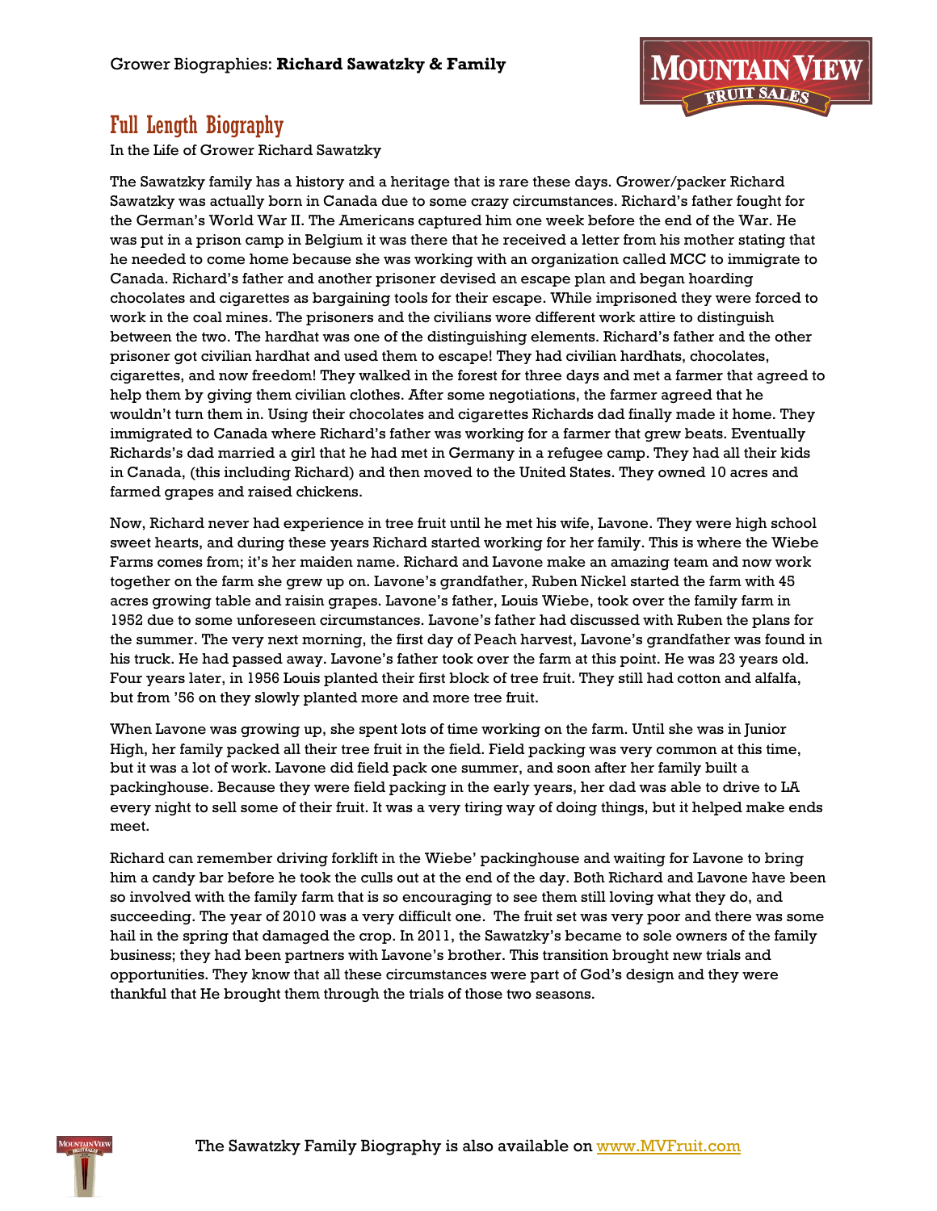Grower Biographies: **Richard Sawatzky & Family**

## Full Length Biography

In the Life of Grower Richard Sawatzky

The Sawatzky family has a history and a heritage that is rare these days. Grower/packer Richard Sawatzky was actually born in Canada due to some crazy circumstances. Richard's father fought for the German's World War II. The Americans captured him one week before the end of the War. He was put in a prison camp in Belgium it was there that he received a letter from his mother stating that he needed to come home because she was working with an organization called MCC to immigrate to Canada. Richard's father and another prisoner devised an escape plan and began hoarding chocolates and cigarettes as bargaining tools for their escape. While imprisoned they were forced to work in the coal mines. The prisoners and the civilians wore different work attire to distinguish between the two. The hardhat was one of the distinguishing elements. Richard's father and the other prisoner got civilian hardhat and used them to escape! They had civilian hardhats, chocolates, cigarettes, and now freedom! They walked in the forest for three days and met a farmer that agreed to help them by giving them civilian clothes. After some negotiations, the farmer agreed that he wouldn't turn them in. Using their chocolates and cigarettes Richards dad finally made it home. They immigrated to Canada where Richard's father was working for a farmer that grew beats. Eventually Richards's dad married a girl that he had met in Germany in a refugee camp. They had all their kids in Canada, (this including Richard) and then moved to the United States. They owned 10 acres and farmed grapes and raised chickens.

Now, Richard never had experience in tree fruit until he met his wife, Lavone. They were high school sweet hearts, and during these years Richard started working for her family. This is where the Wiebe Farms comes from; it's her maiden name. Richard and Lavone make an amazing team and now work together on the farm she grew up on. Lavone's grandfather, Ruben Nickel started the farm with 45 acres growing table and raisin grapes. Lavone's father, Louis Wiebe, took over the family farm in 1952 due to some unforeseen circumstances. Lavone's father had discussed with Ruben the plans for the summer. The very next morning, the first day of Peach harvest, Lavone's grandfather was found in his truck. He had passed away. Lavone's father took over the farm at this point. He was 23 years old. Four years later, in 1956 Louis planted their first block of tree fruit. They still had cotton and alfalfa, but from '56 on they slowly planted more and more tree fruit.

When Lavone was growing up, she spent lots of time working on the farm. Until she was in Junior High, her family packed all their tree fruit in the field. Field packing was very common at this time, but it was a lot of work. Lavone did field pack one summer, and soon after her family built a packinghouse. Because they were field packing in the early years, her dad was able to drive to LA every night to sell some of their fruit. It was a very tiring way of doing things, but it helped make ends meet.

Richard can remember driving forklift in the Wiebe' packinghouse and waiting for Lavone to bring him a candy bar before he took the culls out at the end of the day. Both Richard and Lavone have been so involved with the family farm that is so encouraging to see them still loving what they do, and succeeding. The year of 2010 was a very difficult one. The fruit set was very poor and there was some hail in the spring that damaged the crop. In 2011, the Sawatzky's became to sole owners of the family business; they had been partners with Lavone's brother. This transition brought new trials and opportunities. They know that all these circumstances were part of God's design and they were thankful that He brought them through the trials of those two seasons.

The Sawatzky Family Biography is also available on [www.MVFruit.com](http://www.MVFruit.com)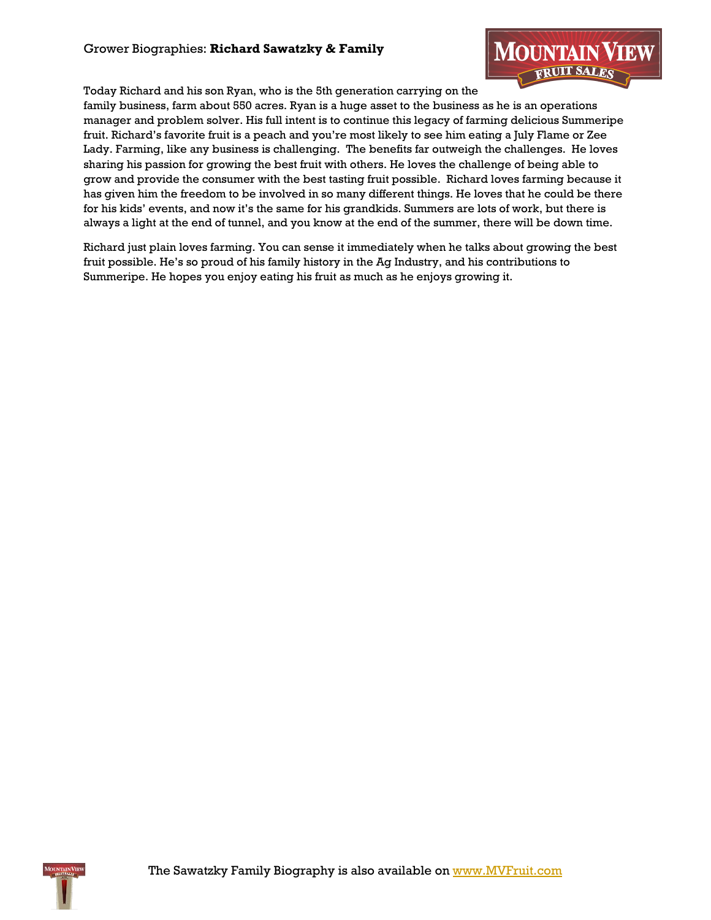Today Richard and his son Ryan, who is the 5th generation carrying on the family business, farm about 550 acres. Ryan is a huge asset to the business as he is an operations manager and problem solver. His full intent is to continue this legacy of farming delicious Summeripe fruit. Richard's favorite fruit is a peach and you're most likely to see him eating a July Flame or Zee Lady. Farming, like any business is challenging. The benefits far outweigh the challenges. He loves sharing his passion for growing the best fruit with others. He loves the challenge of being able to grow and provide the consumer with the best tasting fruit possible. Richard loves farming because it has given him the freedom to be involved in so many different things. He loves that he could be there for his kids' events, and now it's the same for his grandkids. Summers are lots of work, but there is always a light at the end of tunnel, and you know at the end of the summer, there will be down time.

Richard just plain loves farming. You can sense it immediately when he talks about growing the best fruit possible. He's so proud of his family history in the Ag Industry, and his contributions to Summeripe. He hopes you enjoy eating his fruit as much as he enjoys growing it.